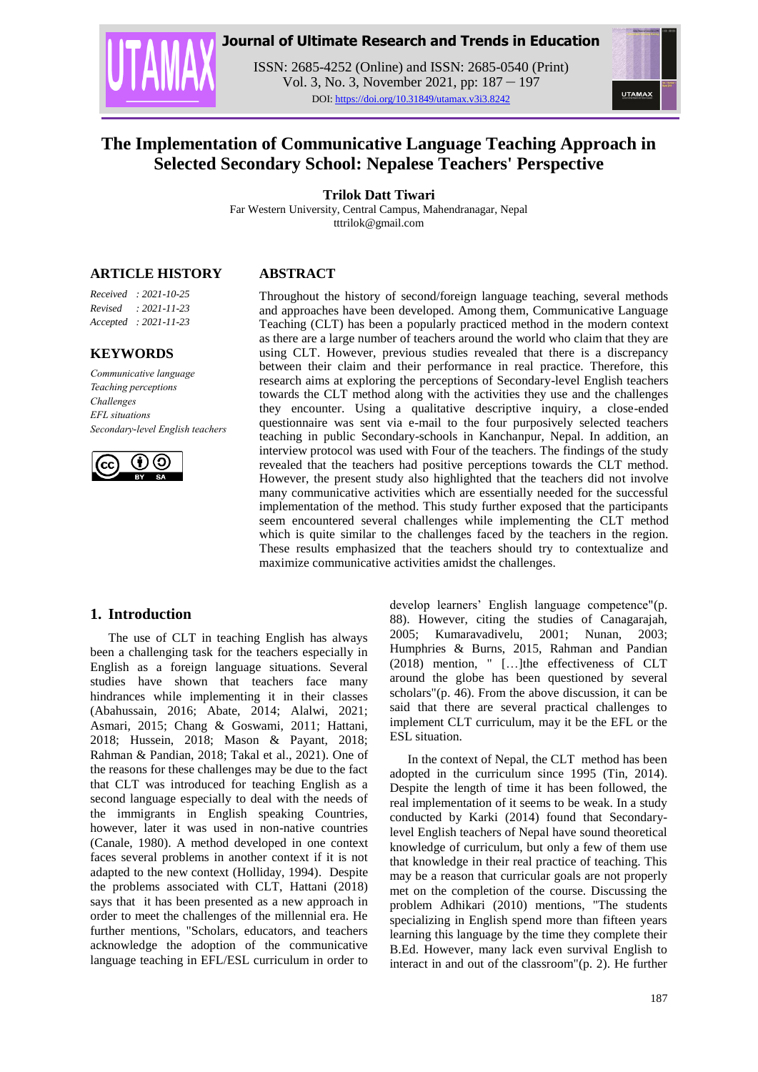# The Implementation of Communicative Language Teaching Approach in Selected Secondary School: Nepalese Teachers' Perspective

**Trilok Datt Tiwari**

Far Western University, Central Campus, Mahendranagar, Nepal
tttrilok@gmail.com

## ARTICLE HISTORY

*Received : 2021-10-25*
*Revised : 2021-11-23*
*Accepted : 2021-11-23*

## KEYWORDS

*Communicative language*
*Teaching perceptions*
*Challenges*
*EFL situations*
*Secondary-level English teachers*

## ABSTRACT

Throughout the history of second/foreign language teaching, several methods and approaches have been developed. Among them, Communicative Language Teaching (CLT) has been a popularly practiced method in the modern context as there are a large number of teachers around the world who claim that they are using CLT. However, previous studies revealed that there is a discrepancy between their claim and their performance in real practice. Therefore, this research aims at exploring the perceptions of Secondary-level English teachers towards the CLT method along with the activities they use and the challenges they encounter. Using a qualitative descriptive inquiry, a close-ended questionnaire was sent via e-mail to the four purposively selected teachers teaching in public Secondary-schools in Kanchanpur, Nepal. In addition, an interview protocol was used with Four of the teachers. The findings of the study revealed that the teachers had positive perceptions towards the CLT method. However, the present study also highlighted that the teachers did not involve many communicative activities which are essentially needed for the successful implementation of the method. This study further exposed that the participants seem encountered several challenges while implementing the CLT method which is quite similar to the challenges faced by the teachers in the region. These results emphasized that the teachers should try to contextualize and maximize communicative activities amidst the challenges.

## 1. Introduction

The use of CLT in teaching English has always been a challenging task for the teachers especially in English as a foreign language situations. Several studies have shown that teachers face many hindrances while implementing it in their classes (Abahussain, 2016; Abate, 2014; Alalwi, 2021; Asmari, 2015; Chang & Goswami, 2011; Hattani, 2018; Hussein, 2018; Mason & Payant, 2018; Rahman & Pandian, 2018; Takal et al., 2021). One of the reasons for these challenges may be due to the fact that CLT was introduced for teaching English as a second language especially to deal with the needs of the immigrants in English speaking Countries, however, later it was used in non-native countries (Canale, 1980). A method developed in one context faces several problems in another context if it is not adapted to the new context (Holliday, 1994). Despite the problems associated with CLT, Hattani (2018) says that it has been presented as a new approach in order to meet the challenges of the millennial era. He further mentions, "Scholars, educators, and teachers acknowledge the adoption of the communicative language teaching in EFL/ESL curriculum in order to develop learners' English language competence"(p. 88). However, citing the studies of Canagarajah, 2005; Kumaravadivelu, 2001; Nunan, 2003; Humphries & Burns, 2015, Rahman and Pandian (2018) mention, " […]the effectiveness of CLT around the globe has been questioned by several scholars"(p. 46). From the above discussion, it can be said that there are several practical challenges to implement CLT curriculum, may it be the EFL or the ESL situation.

In the context of Nepal, the CLT method has been adopted in the curriculum since 1995 (Tin, 2014). Despite the length of time it has been followed, the real implementation of it seems to be weak. In a study conducted by Karki (2014) found that Secondary-level English teachers of Nepal have sound theoretical knowledge of curriculum, but only a few of them use that knowledge in their real practice of teaching. This may be a reason that curricular goals are not properly met on the completion of the course. Discussing the problem Adhikari (2010) mentions, "The students specializing in English spend more than fifteen years learning this language by the time they complete their B.Ed. However, many lack even survival English to interact in and out of the classroom"(p. 2). He further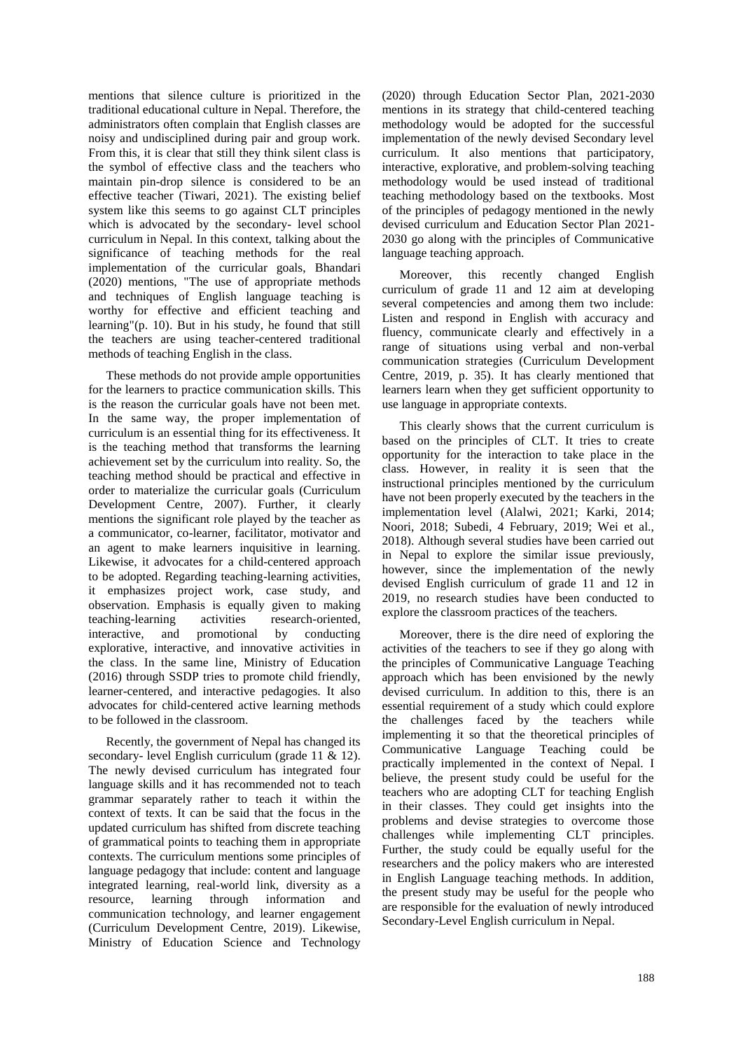mentions that silence culture is prioritized in the traditional educational culture in Nepal. Therefore, the administrators often complain that English classes are noisy and undisciplined during pair and group work. From this, it is clear that still they think silent class is the symbol of effective class and the teachers who maintain pin-drop silence is considered to be an effective teacher (Tiwari, 2021). The existing belief system like this seems to go against CLT principles which is advocated by the secondary- level school curriculum in Nepal. In this context, talking about the significance of teaching methods for the real implementation of the curricular goals, Bhandari (2020) mentions, "The use of appropriate methods and techniques of English language teaching is worthy for effective and efficient teaching and learning"(p. 10). But in his study, he found that still the teachers are using teacher-centered traditional methods of teaching English in the class.

These methods do not provide ample opportunities for the learners to practice communication skills. This is the reason the curricular goals have not been met. In the same way, the proper implementation of curriculum is an essential thing for its effectiveness. It is the teaching method that transforms the learning achievement set by the curriculum into reality. So, the teaching method should be practical and effective in order to materialize the curricular goals (Curriculum Development Centre, 2007). Further, it clearly mentions the significant role played by the teacher as a communicator, co-learner, facilitator, motivator and an agent to make learners inquisitive in learning. Likewise, it advocates for a child-centered approach to be adopted. Regarding teaching-learning activities, it emphasizes project work, case study, and observation. Emphasis is equally given to making teaching-learning activities research-oriented, interactive, and promotional by conducting explorative, interactive, and innovative activities in the class. In the same line, Ministry of Education (2016) through SSDP tries to promote child friendly, learner-centered, and interactive pedagogies. It also advocates for child-centered active learning methods to be followed in the classroom.

Recently, the government of Nepal has changed its secondary- level English curriculum (grade 11 & 12). The newly devised curriculum has integrated four language skills and it has recommended not to teach grammar separately rather to teach it within the context of texts. It can be said that the focus in the updated curriculum has shifted from discrete teaching of grammatical points to teaching them in appropriate contexts. The curriculum mentions some principles of language pedagogy that include: content and language integrated learning, real-world link, diversity as a resource, learning through information and communication technology, and learner engagement (Curriculum Development Centre, 2019). Likewise, Ministry of Education Science and Technology (2020) through Education Sector Plan, 2021-2030 mentions in its strategy that child-centered teaching methodology would be adopted for the successful implementation of the newly devised Secondary level curriculum. It also mentions that participatory, interactive, explorative, and problem-solving teaching methodology would be used instead of traditional teaching methodology based on the textbooks. Most of the principles of pedagogy mentioned in the newly devised curriculum and Education Sector Plan 2021-2030 go along with the principles of Communicative language teaching approach.

Moreover, this recently changed English curriculum of grade 11 and 12 aim at developing several competencies and among them two include: Listen and respond in English with accuracy and fluency, communicate clearly and effectively in a range of situations using verbal and non-verbal communication strategies (Curriculum Development Centre, 2019, p. 35). It has clearly mentioned that learners learn when they get sufficient opportunity to use language in appropriate contexts.

This clearly shows that the current curriculum is based on the principles of CLT. It tries to create opportunity for the interaction to take place in the class. However, in reality it is seen that the instructional principles mentioned by the curriculum have not been properly executed by the teachers in the implementation level (Alalwi, 2021; Karki, 2014; Noori, 2018; Subedi, 4 February, 2019; Wei et al., 2018). Although several studies have been carried out in Nepal to explore the similar issue previously, however, since the implementation of the newly devised English curriculum of grade 11 and 12 in 2019, no research studies have been conducted to explore the classroom practices of the teachers.

Moreover, there is the dire need of exploring the activities of the teachers to see if they go along with the principles of Communicative Language Teaching approach which has been envisioned by the newly devised curriculum. In addition to this, there is an essential requirement of a study which could explore the challenges faced by the teachers while implementing it so that the theoretical principles of Communicative Language Teaching could be practically implemented in the context of Nepal. I believe, the present study could be useful for the teachers who are adopting CLT for teaching English in their classes. They could get insights into the problems and devise strategies to overcome those challenges while implementing CLT principles. Further, the study could be equally useful for the researchers and the policy makers who are interested in English Language teaching methods. In addition, the present study may be useful for the people who are responsible for the evaluation of newly introduced Secondary-Level English curriculum in Nepal.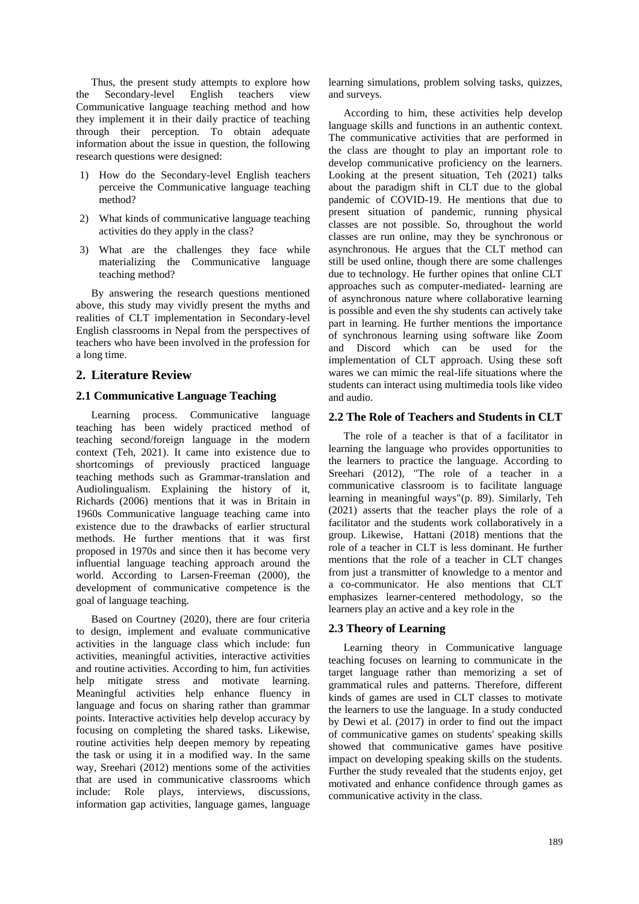Thus, the present study attempts to explore how the Secondary-level English teachers view Communicative language teaching method and how they implement it in their daily practice of teaching through their perception. To obtain adequate information about the issue in question, the following research questions were designed:

1) How do the Secondary-level English teachers perceive the Communicative language teaching method?
2) What kinds of communicative language teaching activities do they apply in the class?
3) What are the challenges they face while materializing the Communicative language teaching method?

By answering the research questions mentioned above, this study may vividly present the myths and realities of CLT implementation in Secondary-level English classrooms in Nepal from the perspectives of teachers who have been involved in the profession for a long time.

## 2. Literature Review

### 2.1 Communicative Language Teaching

Learning process. Communicative language teaching has been widely practiced method of teaching second/foreign language in the modern context (Teh, 2021). It came into existence due to shortcomings of previously practiced language teaching methods such as Grammar-translation and Audiolingualism. Explaining the history of it, Richards (2006) mentions that it was in Britain in 1960s Communicative language teaching came into existence due to the drawbacks of earlier structural methods. He further mentions that it was first proposed in 1970s and since then it has become very influential language teaching approach around the world. According to Larsen-Freeman (2000), the development of communicative competence is the goal of language teaching.

Based on Courtney (2020), there are four criteria to design, implement and evaluate communicative activities in the language class which include: fun activities, meaningful activities, interactive activities and routine activities. According to him, fun activities help mitigate stress and motivate learning. Meaningful activities help enhance fluency in language and focus on sharing rather than grammar points. Interactive activities help develop accuracy by focusing on completing the shared tasks. Likewise, routine activities help deepen memory by repeating the task or using it in a modified way. In the same way, Sreehari (2012) mentions some of the activities that are used in communicative classrooms which include: Role plays, interviews, discussions, information gap activities, language games, language learning simulations, problem solving tasks, quizzes, and surveys.

According to him, these activities help develop language skills and functions in an authentic context. The communicative activities that are performed in the class are thought to play an important role to develop communicative proficiency on the learners. Looking at the present situation, Teh (2021) talks about the paradigm shift in CLT due to the global pandemic of COVID-19. He mentions that due to present situation of pandemic, running physical classes are not possible. So, throughout the world classes are run online, may they be synchronous or asynchronous. He argues that the CLT method can still be used online, though there are some challenges due to technology. He further opines that online CLT approaches such as computer-mediated- learning are of asynchronous nature where collaborative learning is possible and even the shy students can actively take part in learning. He further mentions the importance of synchronous learning using software like Zoom and Discord which can be used for the implementation of CLT approach. Using these soft wares we can mimic the real-life situations where the students can interact using multimedia tools like video and audio.

### 2.2 The Role of Teachers and Students in CLT

The role of a teacher is that of a facilitator in learning the language who provides opportunities to the learners to practice the language. According to Sreehari (2012), "The role of a teacher in a communicative classroom is to facilitate language learning in meaningful ways"(p. 89). Similarly, Teh (2021) asserts that the teacher plays the role of a facilitator and the students work collaboratively in a group. Likewise, Hattani (2018) mentions that the role of a teacher in CLT is less dominant. He further mentions that the role of a teacher in CLT changes from just a transmitter of knowledge to a mentor and a co-communicator. He also mentions that CLT emphasizes learner-centered methodology, so the learners play an active and a key role in the

### 2.3 Theory of Learning

Learning theory in Communicative language teaching focuses on learning to communicate in the target language rather than memorizing a set of grammatical rules and patterns. Therefore, different kinds of games are used in CLT classes to motivate the learners to use the language. In a study conducted by Dewi et al. (2017) in order to find out the impact of communicative games on students' speaking skills showed that communicative games have positive impact on developing speaking skills on the students. Further the study revealed that the students enjoy, get motivated and enhance confidence through games as communicative activity in the class.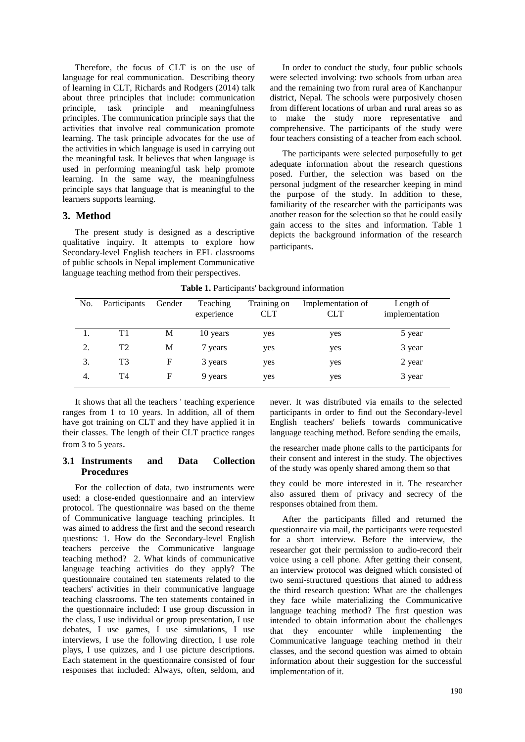Therefore, the focus of CLT is on the use of language for real communication. Describing theory of learning in CLT, Richards and Rodgers (2014) talk about three principles that include: communication principle, task principle and meaningfulness principles. The communication principle says that the activities that involve real communication promote learning. The task principle advocates for the use of the activities in which language is used in carrying out the meaningful task. It believes that when language is used in performing meaningful task help promote learning. In the same way, the meaningfulness principle says that language that is meaningful to the learners supports learning.

## 3. Method

The present study is designed as a descriptive qualitative inquiry. It attempts to explore how Secondary-level English teachers in EFL classrooms of public schools in Nepal implement Communicative language teaching method from their perspectives.

In order to conduct the study, four public schools were selected involving: two schools from urban area and the remaining two from rural area of Kanchanpur district, Nepal. The schools were purposively chosen from different locations of urban and rural areas so as to make the study more representative and comprehensive. The participants of the study were four teachers consisting of a teacher from each school.

The participants were selected purposefully to get adequate information about the research questions posed. Further, the selection was based on the personal judgment of the researcher keeping in mind the purpose of the study. In addition to these, familiarity of the researcher with the participants was another reason for the selection so that he could easily gain access to the sites and information. Table 1 depicts the background information of the research participants.

**Table 1.** Participants' background information

| No. | Participants | Gender | Teaching experience | Training on CLT | Implementation of CLT | Length of implementation |
|---|---|---|---|---|---|---|
| 1. | T1 | M | 10 years | yes | yes | 5 year |
| 2. | T2 | M | 7 years | yes | yes | 3 year |
| 3. | T3 | F | 3 years | yes | yes | 2 year |
| 4. | T4 | F | 9 years | yes | yes | 3 year |

It shows that all the teachers ' teaching experience ranges from 1 to 10 years. In addition, all of them have got training on CLT and they have applied it in their classes. The length of their CLT practice ranges from 3 to 5 years.

### 3.1 Instruments and Data Collection Procedures

For the collection of data, two instruments were used: a close-ended questionnaire and an interview protocol. The questionnaire was based on the theme of Communicative language teaching principles. It was aimed to address the first and the second research questions: 1. How do the Secondary-level English teachers perceive the Communicative language teaching method? 2. What kinds of communicative language teaching activities do they apply? The questionnaire contained ten statements related to the teachers' activities in their communicative language teaching classrooms. The ten statements contained in the questionnaire included: I use group discussion in the class, I use individual or group presentation, I use debates, I use games, I use simulations, I use interviews, I use the following direction, I use role plays, I use quizzes, and I use picture descriptions. Each statement in the questionnaire consisted of four responses that included: Always, often, seldom, and never. It was distributed via emails to the selected participants in order to find out the Secondary-level English teachers' beliefs towards communicative language teaching method. Before sending the emails, the researcher made phone calls to the participants for their consent and interest in the study. The objectives of the study was openly shared among them so that they could be more interested in it. The researcher also assured them of privacy and secrecy of the responses obtained from them.

After the participants filled and returned the questionnaire via mail, the participants were requested for a short interview. Before the interview, the researcher got their permission to audio-record their voice using a cell phone. After getting their consent, an interview protocol was deigned which consisted of two semi-structured questions that aimed to address the third research question: What are the challenges they face while materializing the Communicative language teaching method? The first question was intended to obtain information about the challenges that they encounter while implementing the Communicative language teaching method in their classes, and the second question was aimed to obtain information about their suggestion for the successful implementation of it.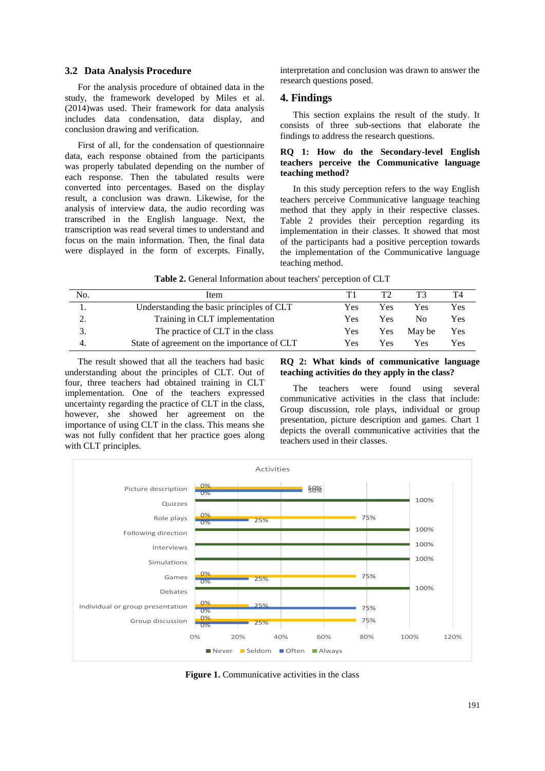### 3.2 Data Analysis Procedure

For the analysis procedure of obtained data in the study, the framework developed by Miles et al. (2014)was used. Their framework for data analysis includes data condensation, data display, and conclusion drawing and verification.

First of all, for the condensation of questionnaire data, each response obtained from the participants was properly tabulated depending on the number of each response. Then the tabulated results were converted into percentages. Based on the display result, a conclusion was drawn. Likewise, for the analysis of interview data, the audio recording was transcribed in the English language. Next, the transcription was read several times to understand and focus on the main information. Then, the final data were displayed in the form of excerpts. Finally, interpretation and conclusion was drawn to answer the research questions posed.

## 4. Findings

This section explains the result of the study. It consists of three sub-sections that elaborate the findings to address the research questions.

**RQ 1: How do the Secondary-level English teachers perceive the Communicative language teaching method?**

In this study perception refers to the way English teachers perceive Communicative language teaching method that they apply in their respective classes. Table 2 provides their perception regarding its implementation in their classes. It showed that most of the participants had a positive perception towards the implementation of the Communicative language teaching method.

**Table 2.** General Information about teachers' perception of CLT

| No. | Item | T1 | T2 | T3 | T4 |
|---|---|---|---|---|---|
| 1. | Understanding the basic principles of CLT | Yes | Yes | Yes | Yes |
| 2. | Training in CLT implementation | Yes | Yes | No | Yes |
| 3. | The practice of CLT in the class | Yes | Yes | May be | Yes |
| 4. | State of agreement on the importance of CLT | Yes | Yes | Yes | Yes |

The result showed that all the teachers had basic understanding about the principles of CLT. Out of four, three teachers had obtained training in CLT implementation. One of the teachers expressed uncertainty regarding the practice of CLT in the class, however, she showed her agreement on the importance of using CLT in the class. This means she was not fully confident that her practice goes along with CLT principles.

**RQ 2: What kinds of communicative language teaching activities do they apply in the class?**

The teachers were found using several communicative activities in the class that include: Group discussion, role plays, individual or group presentation, picture description and games. Chart 1 depicts the overall communicative activities that the teachers used in their classes.

**Figure 1.** Communicative activities in the class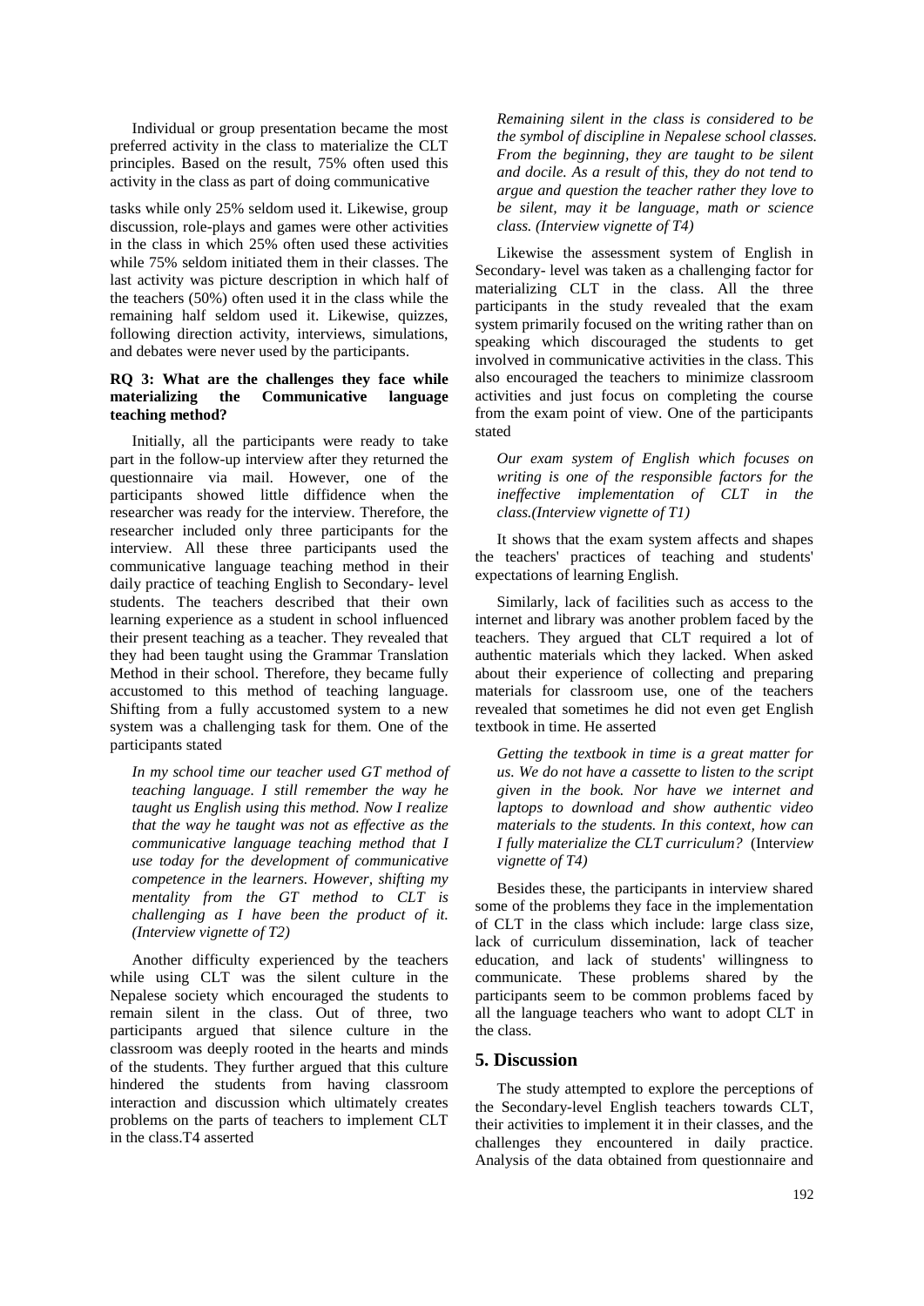Individual or group presentation became the most preferred activity in the class to materialize the CLT principles. Based on the result, 75% often used this activity in the class as part of doing communicative

tasks while only 25% seldom used it. Likewise, group discussion, role-plays and games were other activities in the class in which 25% often used these activities while 75% seldom initiated them in their classes. The last activity was picture description in which half of the teachers (50%) often used it in the class while the remaining half seldom used it. Likewise, quizzes, following direction activity, interviews, simulations, and debates were never used by the participants.

### RQ 3: What are the challenges they face while materializing the Communicative language teaching method?

Initially, all the participants were ready to take part in the follow-up interview after they returned the questionnaire via mail. However, one of the participants showed little diffidence when the researcher was ready for the interview. Therefore, the researcher included only three participants for the interview. All these three participants used the communicative language teaching method in their daily practice of teaching English to Secondary- level students. The teachers described that their own learning experience as a student in school influenced their present teaching as a teacher. They revealed that they had been taught using the Grammar Translation Method in their school. Therefore, they became fully accustomed to this method of teaching language. Shifting from a fully accustomed system to a new system was a challenging task for them. One of the participants stated

> *In my school time our teacher used GT method of teaching language. I still remember the way he taught us English using this method. Now I realize that the way he taught was not as effective as the communicative language teaching method that I use today for the development of communicative competence in the learners. However, shifting my mentality from the GT method to CLT is challenging as I have been the product of it. (Interview vignette of T2)*

Another difficulty experienced by the teachers while using CLT was the silent culture in the Nepalese society which encouraged the students to remain silent in the class. Out of three, two participants argued that silence culture in the classroom was deeply rooted in the hearts and minds of the students. They further argued that this culture hindered the students from having classroom interaction and discussion which ultimately creates problems on the parts of teachers to implement CLT in the class.T4 asserted

> *Remaining silent in the class is considered to be the symbol of discipline in Nepalese school classes. From the beginning, they are taught to be silent and docile. As a result of this, they do not tend to argue and question the teacher rather they love to be silent, may it be language, math or science class. (Interview vignette of T4)*

Likewise the assessment system of English in Secondary- level was taken as a challenging factor for materializing CLT in the class. All the three participants in the study revealed that the exam system primarily focused on the writing rather than on speaking which discouraged the students to get involved in communicative activities in the class. This also encouraged the teachers to minimize classroom activities and just focus on completing the course from the exam point of view. One of the participants stated

> *Our exam system of English which focuses on writing is one of the responsible factors for the ineffective implementation of CLT in the class.(Interview vignette of T1)*

It shows that the exam system affects and shapes the teachers' practices of teaching and students' expectations of learning English.

Similarly, lack of facilities such as access to the internet and library was another problem faced by the teachers. They argued that CLT required a lot of authentic materials which they lacked. When asked about their experience of collecting and preparing materials for classroom use, one of the teachers revealed that sometimes he did not even get English textbook in time. He asserted

> *Getting the textbook in time is a great matter for us. We do not have a cassette to listen to the script given in the book. Nor have we internet and laptops to download and show authentic video materials to the students. In this context, how can I fully materialize the CLT curriculum?* (Interview vignette of T4)

Besides these, the participants in interview shared some of the problems they face in the implementation of CLT in the class which include: large class size, lack of curriculum dissemination, lack of teacher education, and lack of students' willingness to communicate. These problems shared by the participants seem to be common problems faced by all the language teachers who want to adopt CLT in the class.

## 5. Discussion

The study attempted to explore the perceptions of the Secondary-level English teachers towards CLT, their activities to implement it in their classes, and the challenges they encountered in daily practice. Analysis of the data obtained from questionnaire and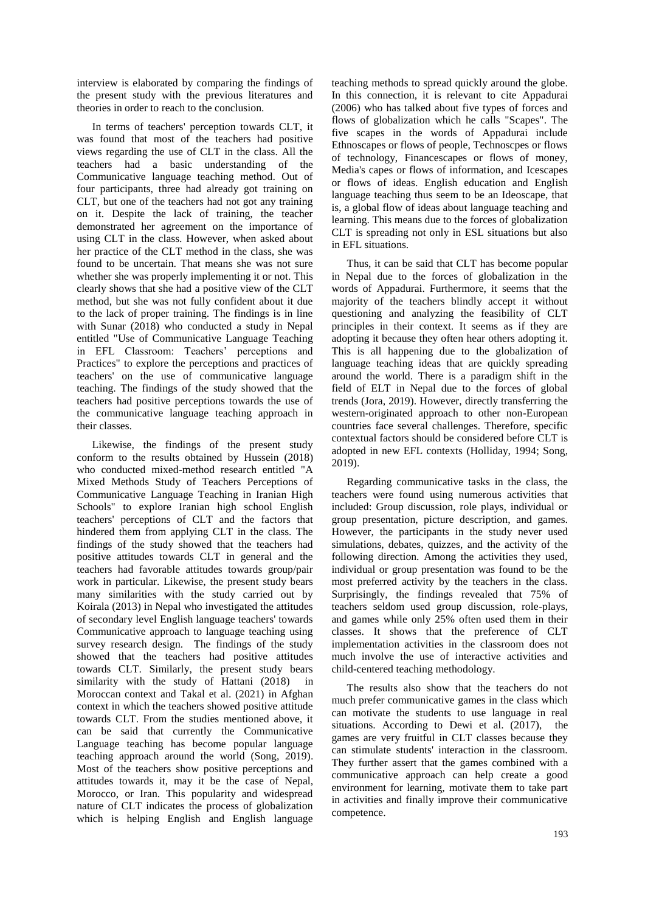interview is elaborated by comparing the findings of the present study with the previous literatures and theories in order to reach to the conclusion.

In terms of teachers' perception towards CLT, it was found that most of the teachers had positive views regarding the use of CLT in the class. All the teachers had a basic understanding of the Communicative language teaching method. Out of four participants, three had already got training on CLT, but one of the teachers had not got any training on it. Despite the lack of training, the teacher demonstrated her agreement on the importance of using CLT in the class. However, when asked about her practice of the CLT method in the class, she was found to be uncertain. That means she was not sure whether she was properly implementing it or not. This clearly shows that she had a positive view of the CLT method, but she was not fully confident about it due to the lack of proper training. The findings is in line with Sunar (2018) who conducted a study in Nepal entitled "Use of Communicative Language Teaching in EFL Classroom: Teachers' perceptions and Practices" to explore the perceptions and practices of teachers' on the use of communicative language teaching. The findings of the study showed that the teachers had positive perceptions towards the use of the communicative language teaching approach in their classes.

Likewise, the findings of the present study conform to the results obtained by Hussein (2018) who conducted mixed-method research entitled "A Mixed Methods Study of Teachers Perceptions of Communicative Language Teaching in Iranian High Schools" to explore Iranian high school English teachers' perceptions of CLT and the factors that hindered them from applying CLT in the class. The findings of the study showed that the teachers had positive attitudes towards CLT in general and the teachers had favorable attitudes towards group/pair work in particular. Likewise, the present study bears many similarities with the study carried out by Koirala (2013) in Nepal who investigated the attitudes of secondary level English language teachers' towards Communicative approach to language teaching using survey research design. The findings of the study showed that the teachers had positive attitudes towards CLT. Similarly, the present study bears similarity with the study of Hattani (2018) in Moroccan context and Takal et al. (2021) in Afghan context in which the teachers showed positive attitude towards CLT. From the studies mentioned above, it can be said that currently the Communicative Language teaching has become popular language teaching approach around the world (Song, 2019). Most of the teachers show positive perceptions and attitudes towards it, may it be the case of Nepal, Morocco, or Iran. This popularity and widespread nature of CLT indicates the process of globalization which is helping English and English language teaching methods to spread quickly around the globe. In this connection, it is relevant to cite Appadurai (2006) who has talked about five types of forces and flows of globalization which he calls "Scapes". The five scapes in the words of Appadurai include Ethnoscapes or flows of people, Technoscpes or flows of technology, Financescapes or flows of money, Media's capes or flows of information, and Icescapes or flows of ideas. English education and English language teaching thus seem to be an Ideoscape, that is, a global flow of ideas about language teaching and learning. This means due to the forces of globalization CLT is spreading not only in ESL situations but also in EFL situations.

Thus, it can be said that CLT has become popular in Nepal due to the forces of globalization in the words of Appadurai. Furthermore, it seems that the majority of the teachers blindly accept it without questioning and analyzing the feasibility of CLT principles in their context. It seems as if they are adopting it because they often hear others adopting it. This is all happening due to the globalization of language teaching ideas that are quickly spreading around the world. There is a paradigm shift in the field of ELT in Nepal due to the forces of global trends (Jora, 2019). However, directly transferring the western-originated approach to other non-European countries face several challenges. Therefore, specific contextual factors should be considered before CLT is adopted in new EFL contexts (Holliday, 1994; Song, 2019).

Regarding communicative tasks in the class, the teachers were found using numerous activities that included: Group discussion, role plays, individual or group presentation, picture description, and games. However, the participants in the study never used simulations, debates, quizzes, and the activity of the following direction. Among the activities they used, individual or group presentation was found to be the most preferred activity by the teachers in the class. Surprisingly, the findings revealed that 75% of teachers seldom used group discussion, role-plays, and games while only 25% often used them in their classes. It shows that the preference of CLT implementation activities in the classroom does not much involve the use of interactive activities and child-centered teaching methodology.

The results also show that the teachers do not much prefer communicative games in the class which can motivate the students to use language in real situations. According to Dewi et al. (2017), the games are very fruitful in CLT classes because they can stimulate students' interaction in the classroom. They further assert that the games combined with a communicative approach can help create a good environment for learning, motivate them to take part in activities and finally improve their communicative competence.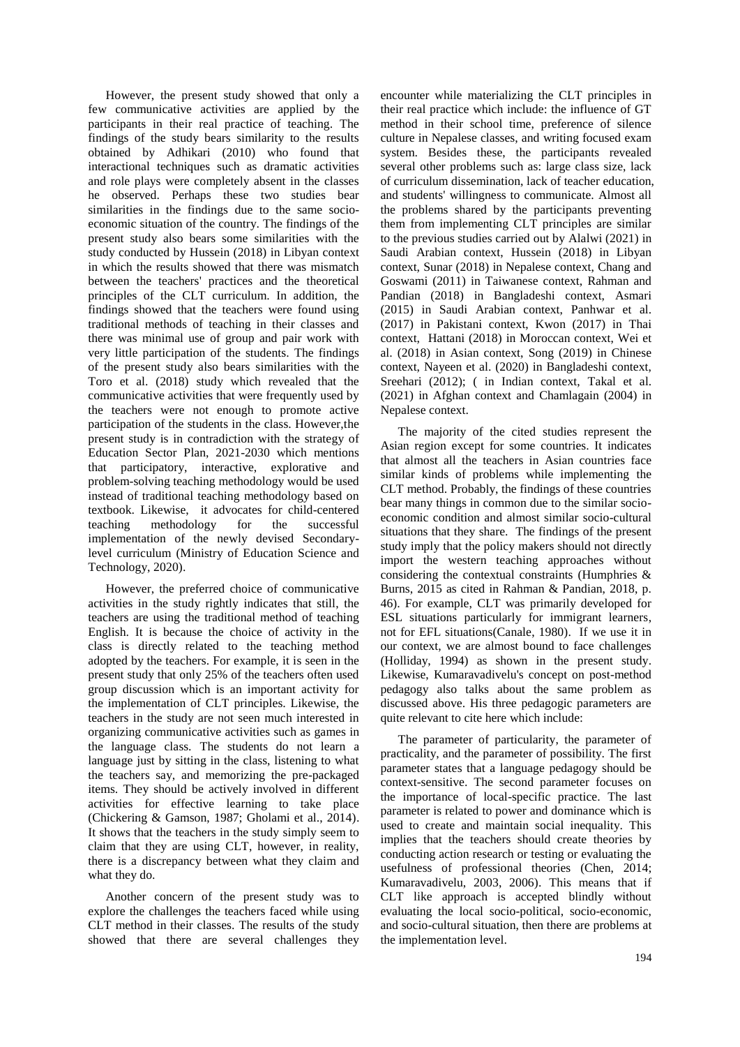However, the present study showed that only a few communicative activities are applied by the participants in their real practice of teaching. The findings of the study bears similarity to the results obtained by Adhikari (2010) who found that interactional techniques such as dramatic activities and role plays were completely absent in the classes he observed. Perhaps these two studies bear similarities in the findings due to the same socio-economic situation of the country. The findings of the present study also bears some similarities with the study conducted by Hussein (2018) in Libyan context in which the results showed that there was mismatch between the teachers' practices and the theoretical principles of the CLT curriculum. In addition, the findings showed that the teachers were found using traditional methods of teaching in their classes and there was minimal use of group and pair work with very little participation of the students. The findings of the present study also bears similarities with the Toro et al. (2018) study which revealed that the communicative activities that were frequently used by the teachers were not enough to promote active participation of the students in the class. However,the present study is in contradiction with the strategy of Education Sector Plan, 2021-2030 which mentions that participatory, interactive, explorative and problem-solving teaching methodology would be used instead of traditional teaching methodology based on textbook. Likewise, it advocates for child-centered teaching methodology for the successful implementation of the newly devised Secondary-level curriculum (Ministry of Education Science and Technology, 2020).

However, the preferred choice of communicative activities in the study rightly indicates that still, the teachers are using the traditional method of teaching English. It is because the choice of activity in the class is directly related to the teaching method adopted by the teachers. For example, it is seen in the present study that only 25% of the teachers often used group discussion which is an important activity for the implementation of CLT principles. Likewise, the teachers in the study are not seen much interested in organizing communicative activities such as games in the language class. The students do not learn a language just by sitting in the class, listening to what the teachers say, and memorizing the pre-packaged items. They should be actively involved in different activities for effective learning to take place (Chickering & Gamson, 1987; Gholami et al., 2014). It shows that the teachers in the study simply seem to claim that they are using CLT, however, in reality, there is a discrepancy between what they claim and what they do.

Another concern of the present study was to explore the challenges the teachers faced while using CLT method in their classes. The results of the study showed that there are several challenges they encounter while materializing the CLT principles in their real practice which include: the influence of GT method in their school time, preference of silence culture in Nepalese classes, and writing focused exam system. Besides these, the participants revealed several other problems such as: large class size, lack of curriculum dissemination, lack of teacher education, and students' willingness to communicate. Almost all the problems shared by the participants preventing them from implementing CLT principles are similar to the previous studies carried out by Alalwi (2021) in Saudi Arabian context, Hussein (2018) in Libyan context, Sunar (2018) in Nepalese context, Chang and Goswami (2011) in Taiwanese context, Rahman and Pandian (2018) in Bangladeshi context, Asmari (2015) in Saudi Arabian context, Panhwar et al. (2017) in Pakistani context, Kwon (2017) in Thai context, Hattani (2018) in Moroccan context, Wei et al. (2018) in Asian context, Song (2019) in Chinese context, Nayeen et al. (2020) in Bangladeshi context, Sreehari (2012); ( in Indian context, Takal et al. (2021) in Afghan context and Chamlagain (2004) in Nepalese context.

The majority of the cited studies represent the Asian region except for some countries. It indicates that almost all the teachers in Asian countries face similar kinds of problems while implementing the CLT method. Probably, the findings of these countries bear many things in common due to the similar socio-economic condition and almost similar socio-cultural situations that they share. The findings of the present study imply that the policy makers should not directly import the western teaching approaches without considering the contextual constraints (Humphries & Burns, 2015 as cited in Rahman & Pandian, 2018, p. 46). For example, CLT was primarily developed for ESL situations particularly for immigrant learners, not for EFL situations(Canale, 1980). If we use it in our context, we are almost bound to face challenges (Holliday, 1994) as shown in the present study. Likewise, Kumaravadivelu's concept on post-method pedagogy also talks about the same problem as discussed above. His three pedagogic parameters are quite relevant to cite here which include:

The parameter of particularity, the parameter of practicality, and the parameter of possibility. The first parameter states that a language pedagogy should be context-sensitive. The second parameter focuses on the importance of local-specific practice. The last parameter is related to power and dominance which is used to create and maintain social inequality. This implies that the teachers should create theories by conducting action research or testing or evaluating the usefulness of professional theories (Chen, 2014; Kumaravadivelu, 2003, 2006). This means that if CLT like approach is accepted blindly without evaluating the local socio-political, socio-economic, and socio-cultural situation, then there are problems at the implementation level.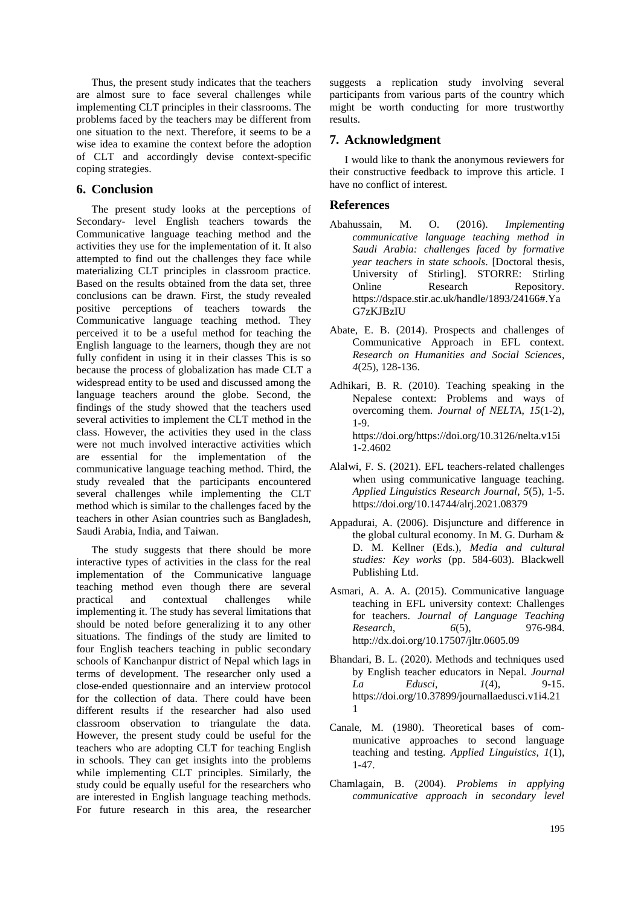Thus, the present study indicates that the teachers are almost sure to face several challenges while implementing CLT principles in their classrooms. The problems faced by the teachers may be different from one situation to the next. Therefore, it seems to be a wise idea to examine the context before the adoption of CLT and accordingly devise context-specific coping strategies.

## 6. Conclusion

The present study looks at the perceptions of Secondary- level English teachers towards the Communicative language teaching method and the activities they use for the implementation of it. It also attempted to find out the challenges they face while materializing CLT principles in classroom practice. Based on the results obtained from the data set, three conclusions can be drawn. First, the study revealed positive perceptions of teachers towards the Communicative language teaching method. They perceived it to be a useful method for teaching the English language to the learners, though they are not fully confident in using it in their classes This is so because the process of globalization has made CLT a widespread entity to be used and discussed among the language teachers around the globe. Second, the findings of the study showed that the teachers used several activities to implement the CLT method in the class. However, the activities they used in the class were not much involved interactive activities which are essential for the implementation of the communicative language teaching method. Third, the study revealed that the participants encountered several challenges while implementing the CLT method which is similar to the challenges faced by the teachers in other Asian countries such as Bangladesh, Saudi Arabia, India, and Taiwan.

The study suggests that there should be more interactive types of activities in the class for the real implementation of the Communicative language teaching method even though there are several practical and contextual challenges while implementing it. The study has several limitations that should be noted before generalizing it to any other situations. The findings of the study are limited to four English teachers teaching in public secondary schools of Kanchanpur district of Nepal which lags in terms of development. The researcher only used a close-ended questionnaire and an interview protocol for the collection of data. There could have been different results if the researcher had also used classroom observation to triangulate the data. However, the present study could be useful for the teachers who are adopting CLT for teaching English in schools. They can get insights into the problems while implementing CLT principles. Similarly, the study could be equally useful for the researchers who are interested in English language teaching methods. For future research in this area, the researcher suggests a replication study involving several participants from various parts of the country which might be worth conducting for more trustworthy results.

## 7. Acknowledgment

I would like to thank the anonymous reviewers for their constructive feedback to improve this article. I have no conflict of interest.

## References

Abahussain, M. O. (2016). *Implementing communicative language teaching method in Saudi Arabia: challenges faced by formative year teachers in state schools*. [Doctoral thesis, University of Stirling]. STORRE: Stirling Online Research Repository. https://dspace.stir.ac.uk/handle/1893/24166#.YaG7zKJBzIU

Abate, E. B. (2014). Prospects and challenges of Communicative Approach in EFL context. *Research on Humanities and Social Sciences*, *4*(25), 128-136.

Adhikari, B. R. (2010). Teaching speaking in the Nepalese context: Problems and ways of overcoming them. *Journal of NELTA*, *15*(1-2), 1-9. https://doi.org/https://doi.org/10.3126/nelta.v15i1-2.4602

Alalwi, F. S. (2021). EFL teachers-related challenges when using communicative language teaching. *Applied Linguistics Research Journal*, *5*(5), 1-5. https://doi.org/10.14744/alrj.2021.08379

Appadurai, A. (2006). Disjuncture and difference in the global cultural economy. In M. G. Durham & D. M. Kellner (Eds.), *Media and cultural studies: Key works* (pp. 584-603). Blackwell Publishing Ltd.

Asmari, A. A. A. (2015). Communicative language teaching in EFL university context: Challenges for teachers. *Journal of Language Teaching Research*, *6*(5), 976-984. http://dx.doi.org/10.17507/jltr.0605.09

Bhandari, B. L. (2020). Methods and techniques used by English teacher educators in Nepal. *Journal La Edusci*, *1*(4), 9-15. https://doi.org/10.37899/journallaedusci.v1i4.211

Canale, M. (1980). Theoretical bases of communicative approaches to second language teaching and testing. *Applied Linguistics*, *1*(1), 1-47.

Chamlagain, B. (2004). *Problems in applying communicative approach in secondary level*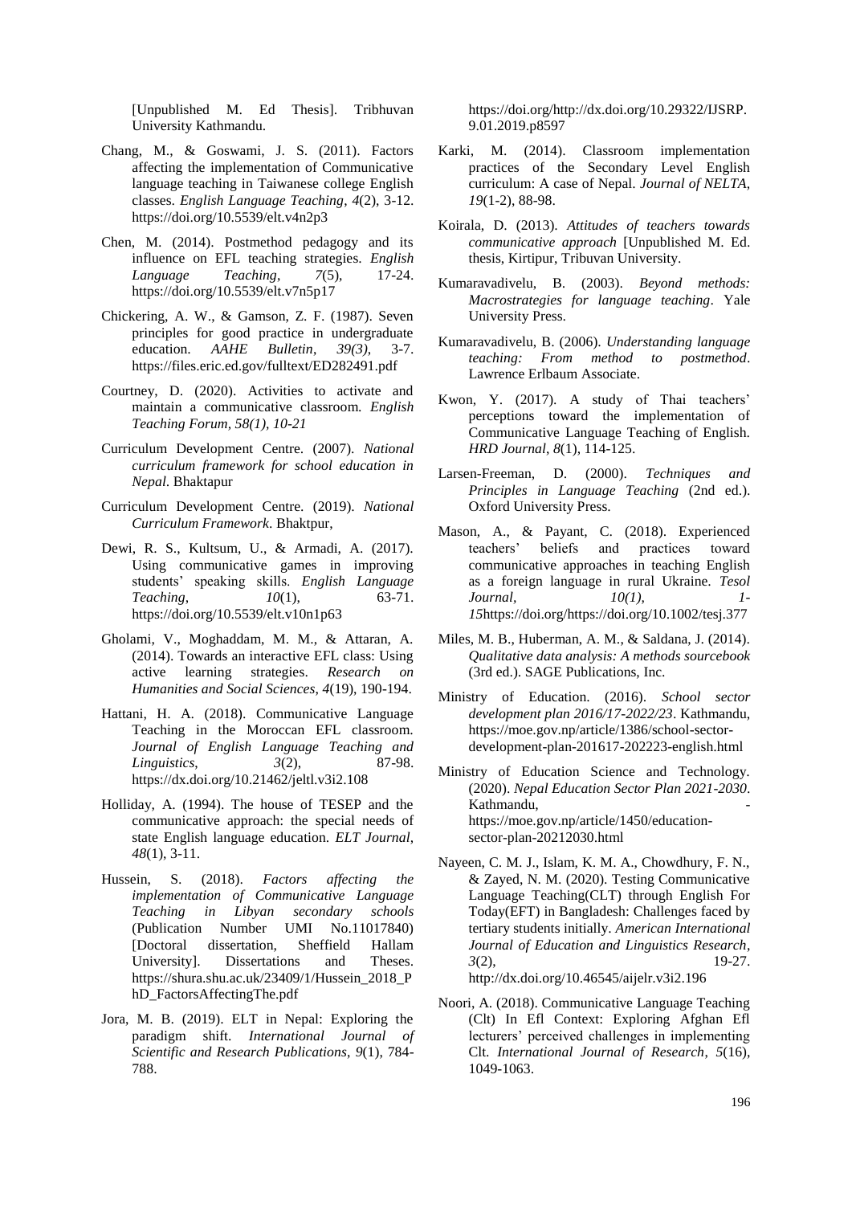[Unpublished M. Ed Thesis]. Tribhuvan University Kathmandu.

Chang, M., & Goswami, J. S. (2011). Factors affecting the implementation of Communicative language teaching in Taiwanese college English classes. *English Language Teaching*, *4*(2), 3-12. https://doi.org/10.5539/elt.v4n2p3

Chen, M. (2014). Postmethod pedagogy and its influence on EFL teaching strategies. *English Language Teaching*, *7*(5), 17-24. https://doi.org/10.5539/elt.v7n5p17

Chickering, A. W., & Gamson, Z. F. (1987). Seven principles for good practice in undergraduate education. *AAHE Bulletin*, *39(3)*, 3-7. https://files.eric.ed.gov/fulltext/ED282491.pdf

Courtney, D. (2020). Activities to activate and maintain a communicative classroom. *English Teaching Forum, 58(1), 10-21*

Curriculum Development Centre. (2007). *National curriculum framework for school education in Nepal*. Bhaktapur

Curriculum Development Centre. (2019). *National Curriculum Framework*. Bhaktpur,

Dewi, R. S., Kultsum, U., & Armadi, A. (2017). Using communicative games in improving students' speaking skills. *English Language Teaching*, *10*(1), 63-71. https://doi.org/10.5539/elt.v10n1p63

Gholami, V., Moghaddam, M. M., & Attaran, A. (2014). Towards an interactive EFL class: Using active learning strategies. *Research on Humanities and Social Sciences*, *4*(19), 190-194.

Hattani, H. A. (2018). Communicative Language Teaching in the Moroccan EFL classroom. *Journal of English Language Teaching and Linguistics*, *3*(2), 87-98. https://dx.doi.org/10.21462/jeltl.v3i2.108

Holliday, A. (1994). The house of TESEP and the communicative approach: the special needs of state English language education. *ELT Journal*, *48*(1), 3-11.

Hussein, S. (2018). *Factors affecting the implementation of Communicative Language Teaching in Libyan secondary schools* (Publication Number UMI No.11017840) [Doctoral dissertation, Sheffield Hallam University]. Dissertations and Theses. https://shura.shu.ac.uk/23409/1/Hussein_2018_PhD_FactorsAffectingThe.pdf

Jora, M. B. (2019). ELT in Nepal: Exploring the paradigm shift. *International Journal of Scientific and Research Publications*, *9*(1), 784-788. https://doi.org/http://dx.doi.org/10.29322/IJSRP.9.01.2019.p8597

Karki, M. (2014). Classroom implementation practices of the Secondary Level English curriculum: A case of Nepal. *Journal of NELTA*, *19*(1-2), 88-98.

Koirala, D. (2013). *Attitudes of teachers towards communicative approach* [Unpublished M. Ed. thesis, Kirtipur, Tribuvan University.

Kumaravadivelu, B. (2003). *Beyond methods: Macrostrategies for language teaching*. Yale University Press.

Kumaravadivelu, B. (2006). *Understanding language teaching: From method to postmethod*. Lawrence Erlbaum Associate.

Kwon, Y. (2017). A study of Thai teachers' perceptions toward the implementation of Communicative Language Teaching of English. *HRD Journal*, *8*(1), 114-125.

Larsen-Freeman, D. (2000). *Techniques and Principles in Language Teaching* (2nd ed.). Oxford University Press.

Mason, A., & Payant, C. (2018). Experienced teachers' beliefs and practices toward communicative approaches in teaching English as a foreign language in rural Ukraine. *Tesol Journal, 10(1), 1-15*https://doi.org/https://doi.org/10.1002/tesj.377

Miles, M. B., Huberman, A. M., & Saldana, J. (2014). *Qualitative data analysis: A methods sourcebook* (3rd ed.). SAGE Publications, Inc.

Ministry of Education. (2016). *School sector development plan 2016/17-2022/23*. Kathmandu, https://moe.gov.np/article/1386/school-sector-development-plan-201617-202223-english.html

Ministry of Education Science and Technology. (2020). *Nepal Education Sector Plan 2021-2030*. Kathmandu, - https://moe.gov.np/article/1450/education-sector-plan-20212030.html

Nayeen, C. M. J., Islam, K. M. A., Chowdhury, F. N., & Zayed, N. M. (2020). Testing Communicative Language Teaching(CLT) through English For Today(EFT) in Bangladesh: Challenges faced by tertiary students initially. *American International Journal of Education and Linguistics Research*, *3*(2), 19-27. http://dx.doi.org/10.46545/aijelr.v3i2.196

Noori, A. (2018). Communicative Language Teaching (Clt) In Efl Context: Exploring Afghan Efl lecturers' perceived challenges in implementing Clt. *International Journal of Research*, *5*(16), 1049-1063.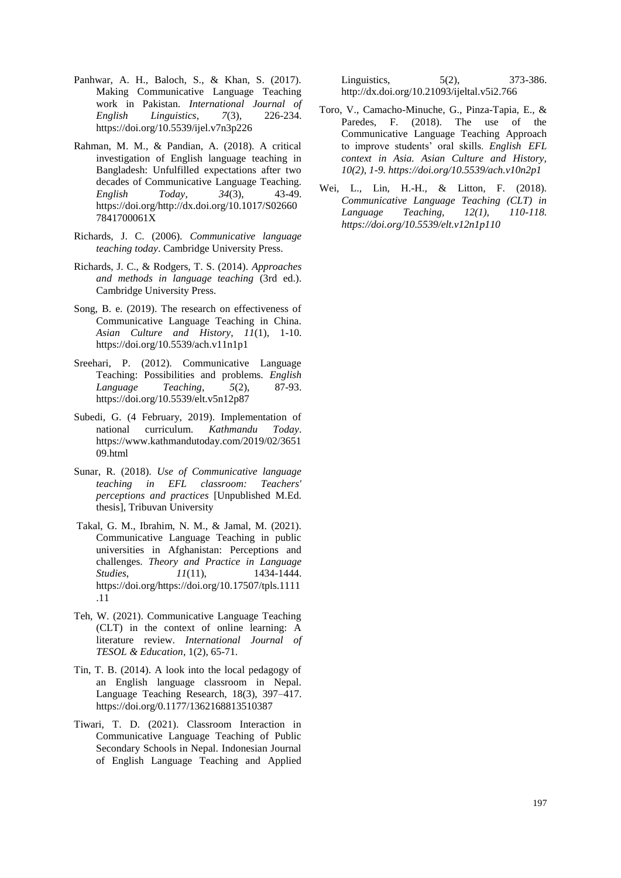Panhwar, A. H., Baloch, S., & Khan, S. (2017). Making Communicative Language Teaching work in Pakistan. *International Journal of English Linguistics*, *7*(3), 226-234. https://doi.org/10.5539/ijel.v7n3p226

Rahman, M. M., & Pandian, A. (2018). A critical investigation of English language teaching in Bangladesh: Unfulfilled expectations after two decades of Communicative Language Teaching. *English Today*, *34*(3), 43-49. https://doi.org/http://dx.doi.org/10.1017/S026607841700061X

Richards, J. C. (2006). *Communicative language teaching today*. Cambridge University Press.

Richards, J. C., & Rodgers, T. S. (2014). *Approaches and methods in language teaching* (3rd ed.). Cambridge University Press.

Song, B. e. (2019). The research on effectiveness of Communicative Language Teaching in China. *Asian Culture and History*, *11*(1), 1-10. https://doi.org/10.5539/ach.v11n1p1

Sreehari, P. (2012). Communicative Language Teaching: Possibilities and problems. *English Language Teaching*, *5*(2), 87-93. https://doi.org/10.5539/elt.v5n12p87

Subedi, G. (4 February, 2019). Implementation of national curriculum. *Kathmandu Today*. https://www.kathmandutoday.com/2019/02/365109.html

Sunar, R. (2018). *Use of Communicative language teaching in EFL classroom: Teachers' perceptions and practices* [Unpublished M.Ed. thesis], Tribuvan University

Takal, G. M., Ibrahim, N. M., & Jamal, M. (2021). Communicative Language Teaching in public universities in Afghanistan: Perceptions and challenges. *Theory and Practice in Language Studies*, *11*(11), 1434-1444. https://doi.org/https://doi.org/10.17507/tpls.1111.11

Teh, W. (2021). Communicative Language Teaching (CLT) in the context of online learning: A literature review. *International Journal of TESOL & Education*, 1(2), 65-71.

Tin, T. B. (2014). A look into the local pedagogy of an English language classroom in Nepal. Language Teaching Research, 18(3), 397–417. https://doi.org/0.1177/1362168813510387

Tiwari, T. D. (2021). Classroom Interaction in Communicative Language Teaching of Public Secondary Schools in Nepal. Indonesian Journal of English Language Teaching and Applied Linguistics, 5(2), 373-386. http://dx.doi.org/10.21093/ijeltal.v5i2.766

Toro, V., Camacho-Minuche, G., Pinza-Tapia, E., & Paredes, F. (2018). The use of the Communicative Language Teaching Approach to improve students' oral skills. *English EFL context in Asia. Asian Culture and History, 10(2), 1-9. https://doi.org/10.5539/ach.v10n2p1*

Wei, L., Lin, H.-H., & Litton, F. (2018). *Communicative Language Teaching (CLT) in Language Teaching, 12(1), 110-118. https://doi.org/10.5539/elt.v12n1p110*